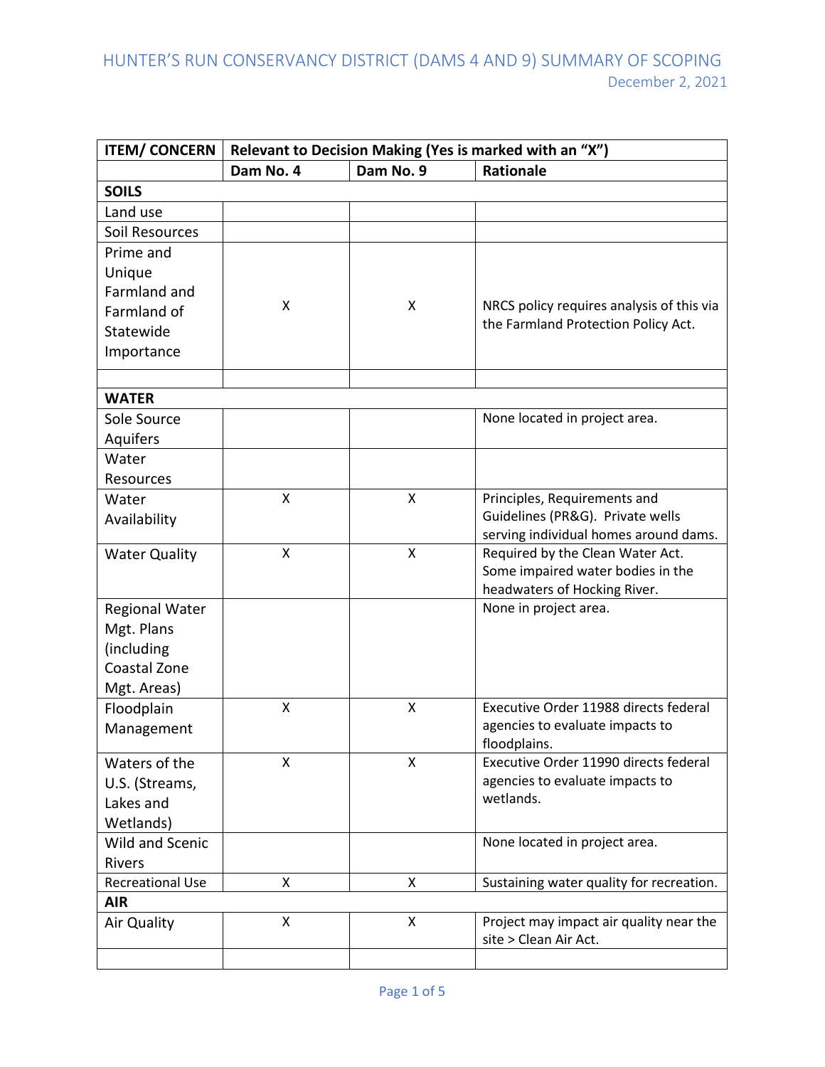# HUNTER'S RUN CONSERVANCY DISTRICT (DAMS 4 AND 9) SUMMARY OF SCOPING

December 2, 2021

| ITEM/ CONCERN | Relevant to Decision Making (Yes is marked with an "X") | | |
|---|---|---|---|
| | Dam No. 4 | Dam No. 9 | Rationale |
| **SOILS** | | | |
| Land use | | | |
| Soil Resources | | | |
| Prime and Unique Farmland and Farmland of Statewide Importance | X | X | NRCS policy requires analysis of this via the Farmland Protection Policy Act. |
| | | | |
| **WATER** | | | |
| Sole Source Aquifers | | | None located in project area. |
| Water Resources | | | |
| Water Availability | X | X | Principles, Requirements and Guidelines (PR&G). Private wells serving individual homes around dams. |
| Water Quality | X | X | Required by the Clean Water Act. Some impaired water bodies in the headwaters of Hocking River. |
| Regional Water Mgt. Plans (including Coastal Zone Mgt. Areas) | | | None in project area. |
| Floodplain Management | X | X | Executive Order 11988 directs federal agencies to evaluate impacts to floodplains. |
| Waters of the U.S. (Streams, Lakes and Wetlands) | X | X | Executive Order 11990 directs federal agencies to evaluate impacts to wetlands. |
| Wild and Scenic Rivers | | | None located in project area. |
| Recreational Use | X | X | Sustaining water quality for recreation. |
| **AIR** | | | |
| Air Quality | X | X | Project may impact air quality near the site > Clean Air Act. |
| | | | |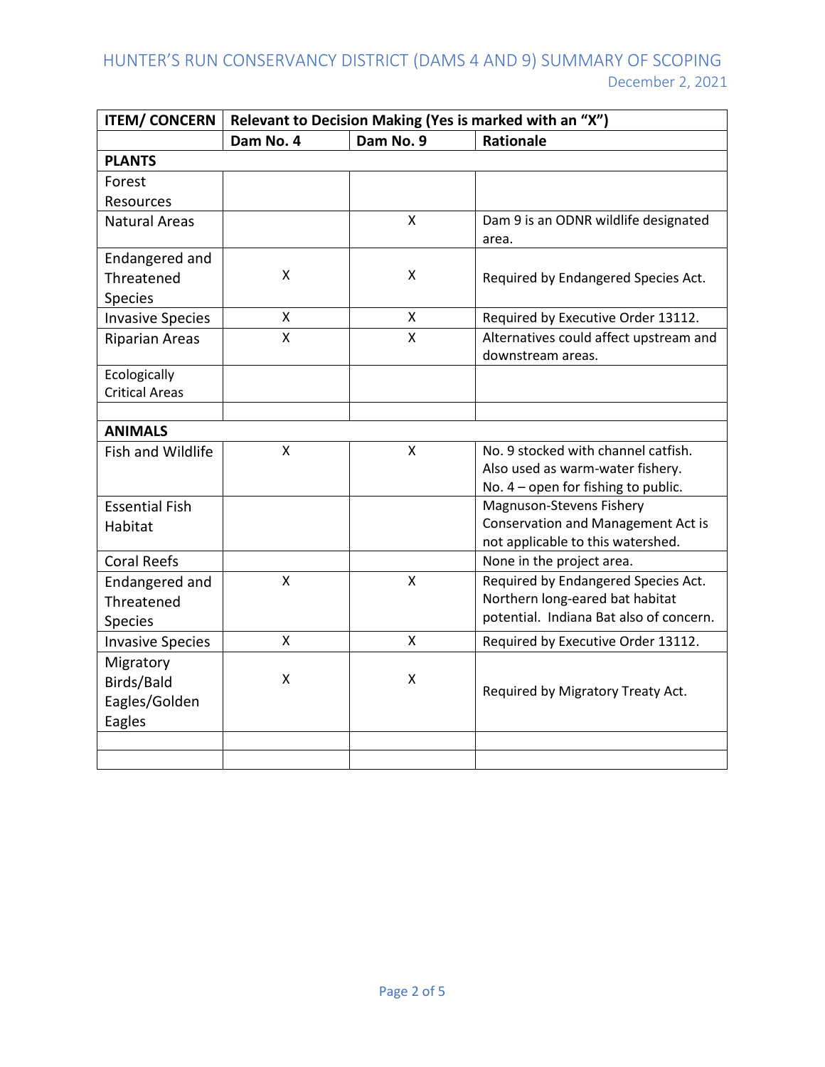| ITEM/ CONCERN | Relevant to Decision Making (Yes is marked with an "X") | | |
|---|---|---|---|
| | **Dam No. 4** | **Dam No. 9** | **Rationale** |
| **PLANTS** | | | |
| Forest Resources | | | |
| Natural Areas | | X | Dam 9 is an ODNR wildlife designated area. |
| Endangered and Threatened Species | X | X | Required by Endangered Species Act. |
| Invasive Species | X | X | Required by Executive Order 13112. |
| Riparian Areas | X | X | Alternatives could affect upstream and downstream areas. |
| Ecologically Critical Areas | | | |
| | | | |
| **ANIMALS** | | | |
| Fish and Wildlife | X | X | No. 9 stocked with channel catfish. Also used as warm-water fishery. No. 4 – open for fishing to public. |
| Essential Fish Habitat | | | Magnuson-Stevens Fishery Conservation and Management Act is not applicable to this watershed. |
| Coral Reefs | | | None in the project area. |
| Endangered and Threatened Species | X | X | Required by Endangered Species Act. Northern long-eared bat habitat potential. Indiana Bat also of concern. |
| Invasive Species | X | X | Required by Executive Order 13112. |
| Migratory Birds/Bald Eagles/Golden Eagles | X | X | Required by Migratory Treaty Act. |
| | | | |
| | | | |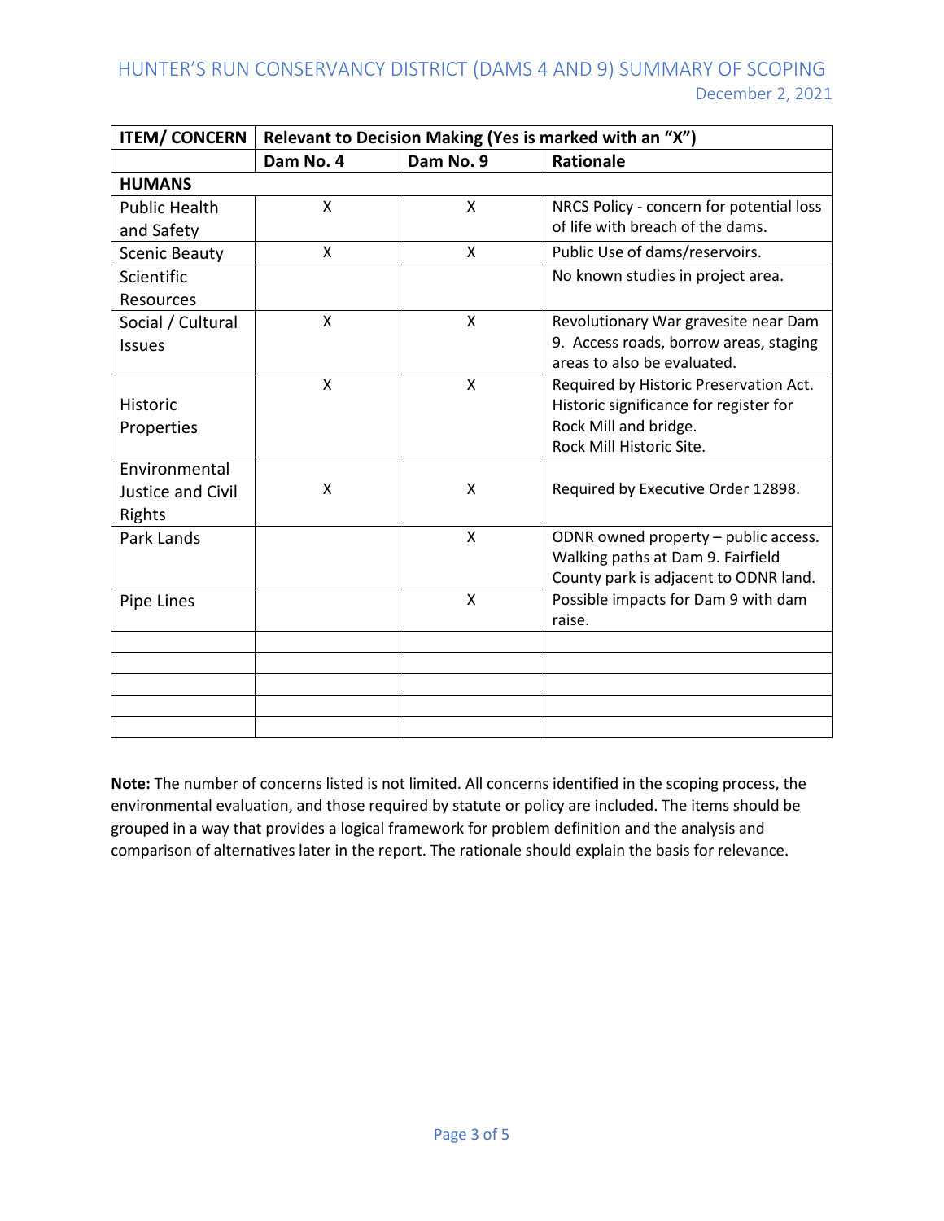| ITEM/ CONCERN | Relevant to Decision Making (Yes is marked with an "X") | | |
|---|---|---|---|
| | **Dam No. 4** | **Dam No. 9** | **Rationale** |
| **HUMANS** | | | |
| Public Health and Safety | X | X | NRCS Policy - concern for potential loss of life with breach of the dams. |
| Scenic Beauty | X | X | Public Use of dams/reservoirs. |
| Scientific Resources | | | No known studies in project area. |
| Social / Cultural Issues | X | X | Revolutionary War gravesite near Dam 9. Access roads, borrow areas, staging areas to also be evaluated. |
| Historic Properties | X | X | Required by Historic Preservation Act. Historic significance for register for Rock Mill and bridge. Rock Mill Historic Site. |
| Environmental Justice and Civil Rights | X | X | Required by Executive Order 12898. |
| Park Lands | | X | ODNR owned property – public access. Walking paths at Dam 9. Fairfield County park is adjacent to ODNR land. |
| Pipe Lines | | X | Possible impacts for Dam 9 with dam raise. |
| | | | |
| | | | |
| | | | |
| | | | |
| | | | |

**Note:** The number of concerns listed is not limited. All concerns identified in the scoping process, the environmental evaluation, and those required by statute or policy are included. The items should be grouped in a way that provides a logical framework for problem definition and the analysis and comparison of alternatives later in the report. The rationale should explain the basis for relevance.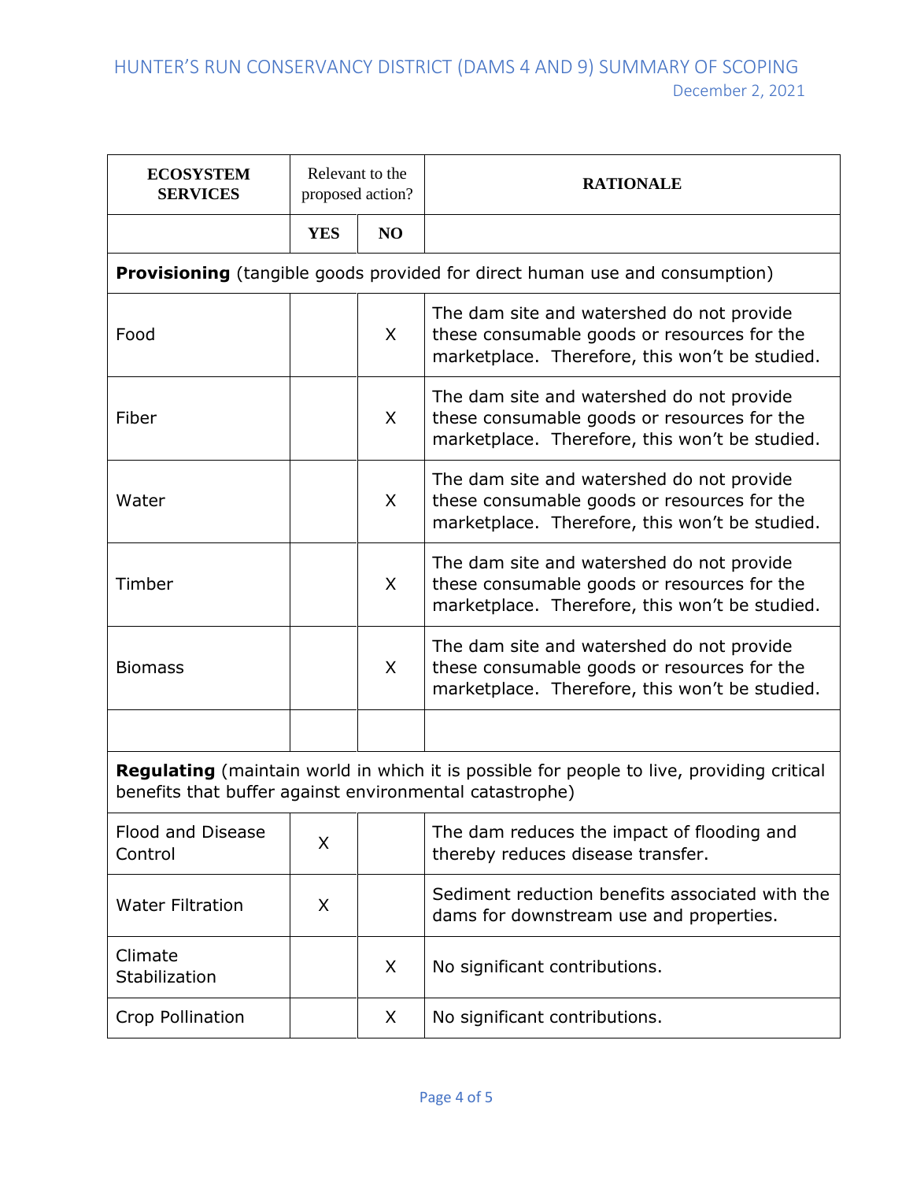| ECOSYSTEM SERVICES | Relevant to the proposed action? | | RATIONALE |
|---|---|---|---|
| | YES | NO | |
| **Provisioning** (tangible goods provided for direct human use and consumption) | | | |
| Food | | X | The dam site and watershed do not provide these consumable goods or resources for the marketplace. Therefore, this won't be studied. |
| Fiber | | X | The dam site and watershed do not provide these consumable goods or resources for the marketplace. Therefore, this won't be studied. |
| Water | | X | The dam site and watershed do not provide these consumable goods or resources for the marketplace. Therefore, this won't be studied. |
| Timber | | X | The dam site and watershed do not provide these consumable goods or resources for the marketplace. Therefore, this won't be studied. |
| Biomass | | X | The dam site and watershed do not provide these consumable goods or resources for the marketplace. Therefore, this won't be studied. |
| | | | |
| **Regulating** (maintain world in which it is possible for people to live, providing critical benefits that buffer against environmental catastrophe) | | | |
| Flood and Disease Control | X | | The dam reduces the impact of flooding and thereby reduces disease transfer. |
| Water Filtration | X | | Sediment reduction benefits associated with the dams for downstream use and properties. |
| Climate Stabilization | | X | No significant contributions. |
| Crop Pollination | | X | No significant contributions. |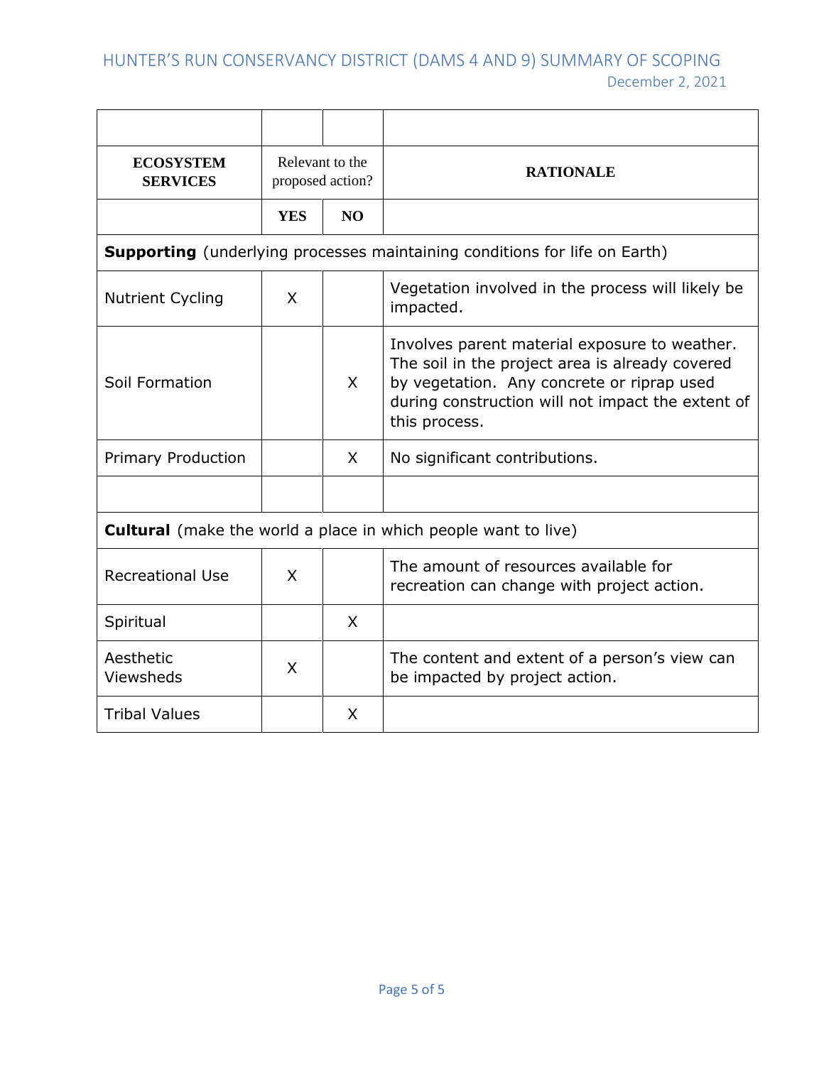| | | | |
|---|---|---|---|
| **ECOSYSTEM SERVICES** | Relevant to the proposed action? | | **RATIONALE** |
| | **YES** | **NO** | |
| **Supporting** (underlying processes maintaining conditions for life on Earth) | | | |
| Nutrient Cycling | X | | Vegetation involved in the process will likely be impacted. |
| Soil Formation | | X | Involves parent material exposure to weather. The soil in the project area is already covered by vegetation. Any concrete or riprap used during construction will not impact the extent of this process. |
| Primary Production | | X | No significant contributions. |
| | | | |
| **Cultural** (make the world a place in which people want to live) | | | |
| Recreational Use | X | | The amount of resources available for recreation can change with project action. |
| Spiritual | | X | |
| Aesthetic Viewsheds | X | | The content and extent of a person's view can be impacted by project action. |
| Tribal Values | | X | |